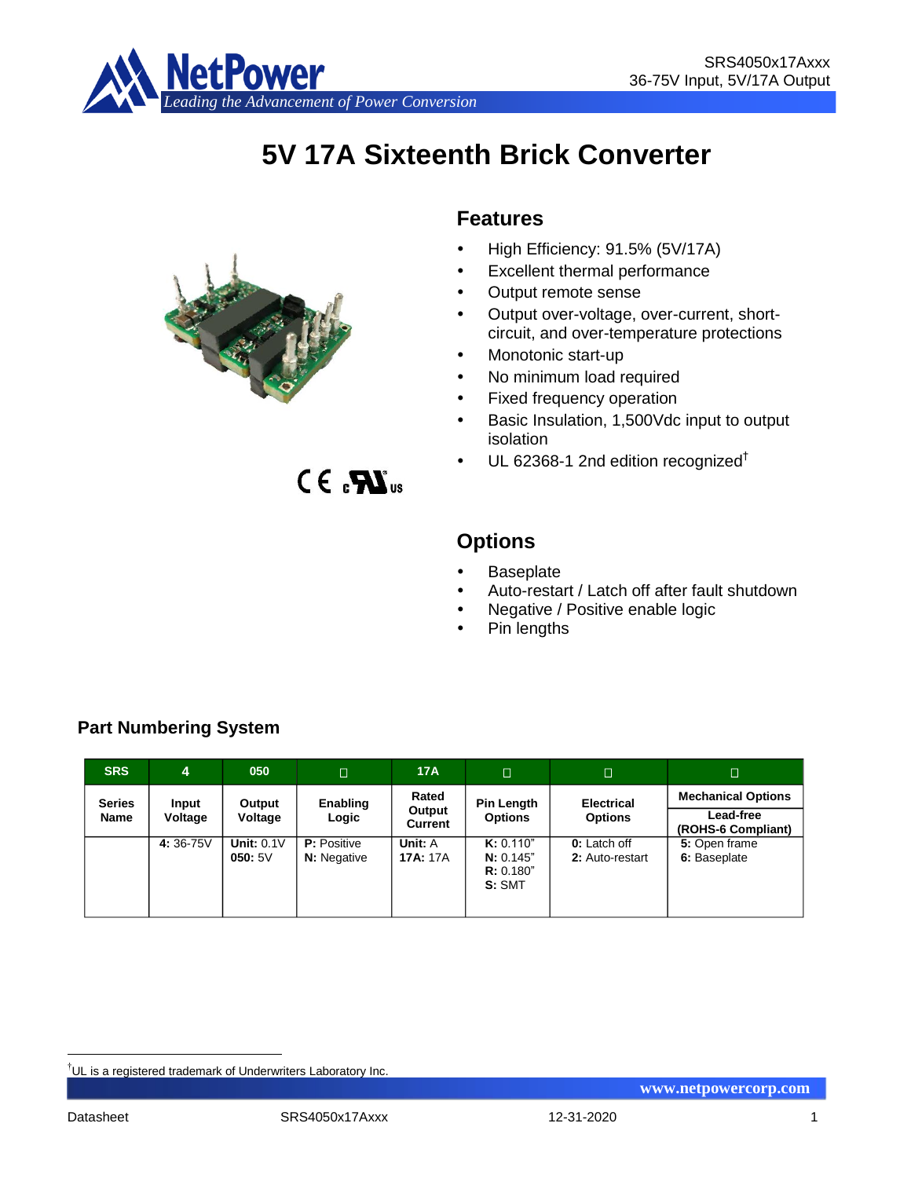# 5V 17A Sixteenth Brick Converter

## Features

- High Efficiency: 91.5% (5V/17A)
- Excellent thermal performance
- Output remote sense
- Output over-voltage, over-current, short-circuit, and over-temperature protections
- Monotonic start-up
- No minimum load required
- Fixed frequency operation
- Basic Insulation, 1,500Vdc input to output isolation
- UL 62368-1 2nd edition recognized†

## Options

- Baseplate
- Auto-restart / Latch off after fault shutdown
- Negative / Positive enable logic
- Pin lengths

## Part Numbering System

| SRS | 4 | 050 | □ | 17A | □ | □ | □ |
|---|---|---|---|---|---|---|---|
| **Series Name** | **Input Voltage** | **Output Voltage** | **Enabling Logic** | **Rated Output Current** | **Pin Length Options** | **Electrical Options** | **Mechanical Options** Lead-free (ROHS-6 Compliant) |
| | **4:** 36-75V | **Unit:** 0.1V **050:** 5V | **P:** Positive **N:** Negative | **Unit:** A **17A:** 17A | **K:** 0.110" **N:** 0.145" **R:** 0.180" **S:** SMT | **0:** Latch off **2:** Auto-restart | **5:** Open frame **6:** Baseplate |

†UL is a registered trademark of Underwriters Laboratory Inc.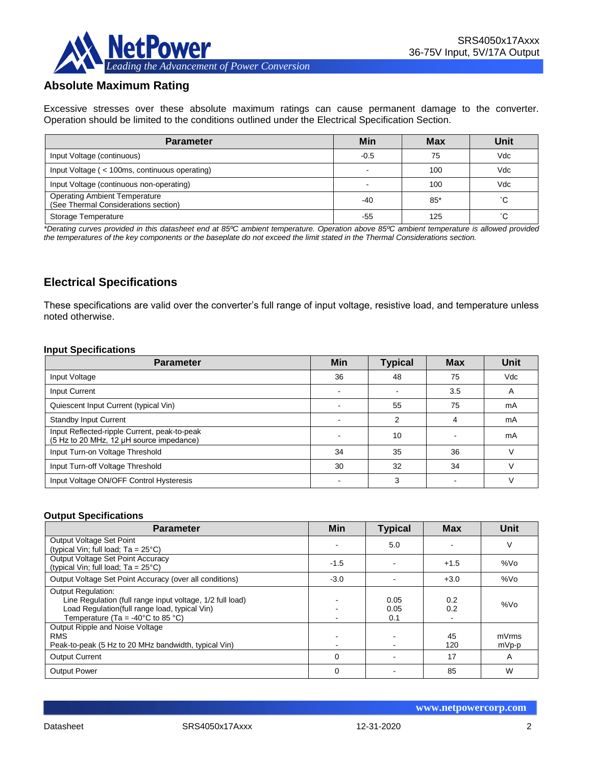## Absolute Maximum Rating

Excessive stresses over these absolute maximum ratings can cause permanent damage to the converter. Operation should be limited to the conditions outlined under the Electrical Specification Section.

| Parameter | Min | Max | Unit |
|---|---|---|---|
| Input Voltage (continuous) | -0.5 | 75 | Vdc |
| Input Voltage ( < 100ms, continuous operating) | - | 100 | Vdc |
| Input Voltage (continuous non-operating) | - | 100 | Vdc |
| Operating Ambient Temperature (See Thermal Considerations section) | -40 | 85* | ˚C |
| Storage Temperature | -55 | 125 | ˚C |

*\*Derating curves provided in this datasheet end at 85ºC ambient temperature. Operation above 85ºC ambient temperature is allowed provided the temperatures of the key components or the baseplate do not exceed the limit stated in the Thermal Considerations section.*

## Electrical Specifications

These specifications are valid over the converter's full range of input voltage, resistive load, and temperature unless noted otherwise.

### Input Specifications

| Parameter | Min | Typical | Max | Unit |
|---|---|---|---|---|
| Input Voltage | 36 | 48 | 75 | Vdc |
| Input Current | - | - | 3.5 | A |
| Quiescent Input Current (typical Vin) | - | 55 | 75 | mA |
| Standby Input Current | - | 2 | 4 | mA |
| Input Reflected-ripple Current, peak-to-peak (5 Hz to 20 MHz, 12 µH source impedance) | - | 10 | - | mA |
| Input Turn-on Voltage Threshold | 34 | 35 | 36 | V |
| Input Turn-off Voltage Threshold | 30 | 32 | 34 | V |
| Input Voltage ON/OFF Control Hysteresis | - | 3 | - | V |

### Output Specifications

| Parameter | Min | Typical | Max | Unit |
|---|---|---|---|---|
| Output Voltage Set Point (typical Vin; full load; Ta = 25°C) | - | 5.0 | - | V |
| Output Voltage Set Point Accuracy (typical Vin; full load; Ta = 25°C) | -1.5 | - | +1.5 | %Vo |
| Output Voltage Set Point Accuracy (over all conditions) | -3.0 | - | +3.0 | %Vo |
| Output Regulation:<br>Line Regulation (full range input voltage, 1/2 full load)<br>Load Regulation(full range load, typical Vin)<br>Temperature (Ta = -40°C to 85 °C) | -<br>-<br>- | 0.05<br>0.05<br>0.1 | 0.2<br>0.2<br>- | %Vo |
| Output Ripple and Noise Voltage<br>RMS<br>Peak-to-peak (5 Hz to 20 MHz bandwidth, typical Vin) | -<br>- | -<br>- | 45<br>120 | mVrms<br>mVp-p |
| Output Current | 0 | - | 17 | A |
| Output Power | 0 | - | 85 | W |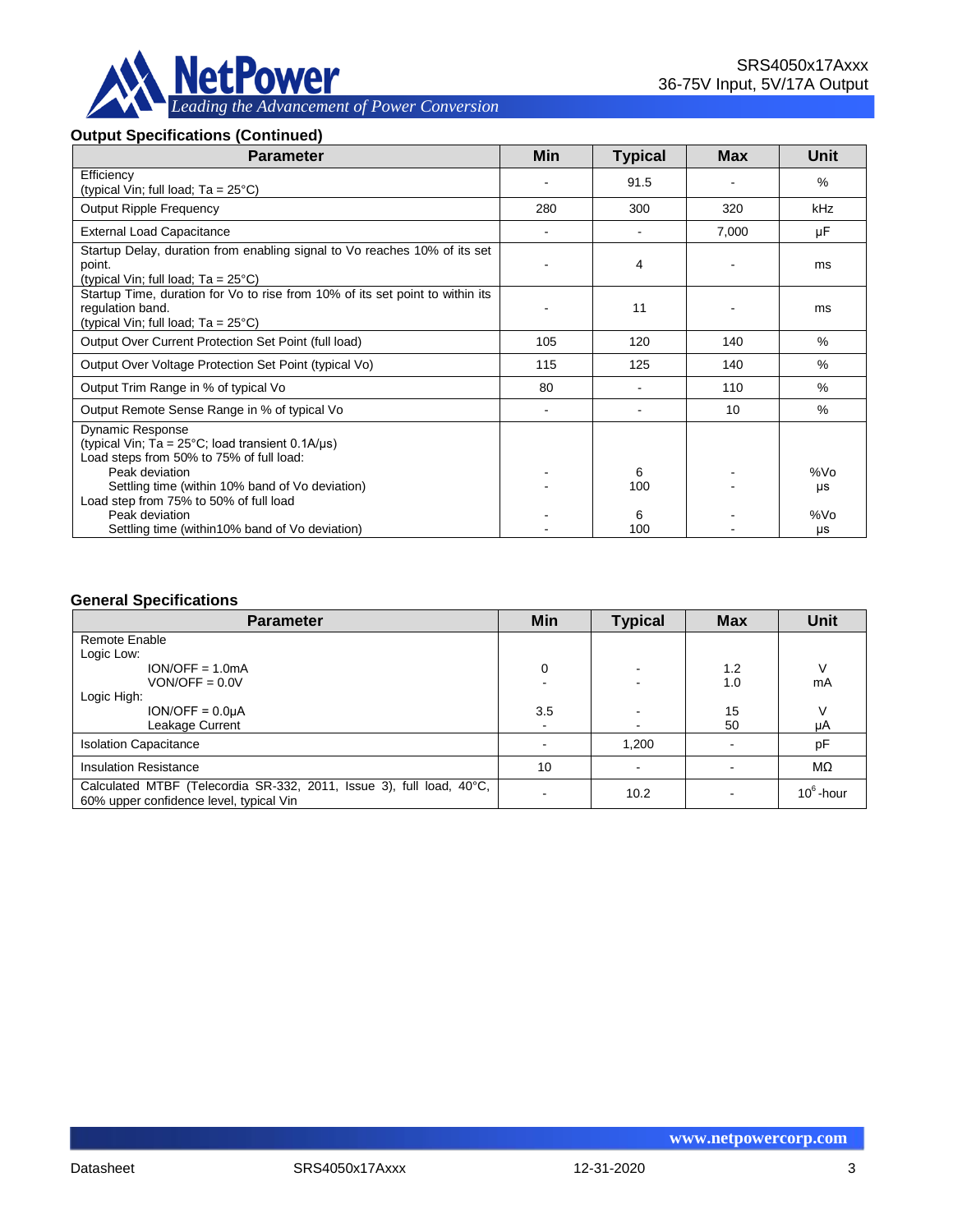### Output Specifications (Continued)

| Parameter | Min | Typical | Max | Unit |
|---|---|---|---|---|
| Efficiency<br>(typical Vin; full load; Ta = 25°C) | - | 91.5 | - | % |
| Output Ripple Frequency | 280 | 300 | 320 | kHz |
| External Load Capacitance | - | - | 7,000 | µF |
| Startup Delay, duration from enabling signal to Vo reaches 10% of its set point.<br>(typical Vin; full load; Ta = 25°C) | - | 4 | - | ms |
| Startup Time, duration for Vo to rise from 10% of its set point to within its regulation band.<br>(typical Vin; full load; Ta = 25°C) | - | 11 | - | ms |
| Output Over Current Protection Set Point (full load) | 105 | 120 | 140 | % |
| Output Over Voltage Protection Set Point (typical Vo) | 115 | 125 | 140 | % |
| Output Trim Range in % of typical Vo | 80 | - | 110 | % |
| Output Remote Sense Range in % of typical Vo | - | - | 10 | % |
| Dynamic Response<br>(typical Vin; Ta = 25°C; load transient 0.1A/µs)<br>Load steps from 50% to 75% of full load: | | | | |
| Peak deviation | - | 6 | - | %Vo |
| Settling time (within 10% band of Vo deviation) | - | 100 | - | µs |
| Load step from 75% to 50% of full load | | | | |
| Peak deviation | - | 6 | - | %Vo |
| Settling time (within10% band of Vo deviation) | - | 100 | - | µs |

### General Specifications

| Parameter | Min | Typical | Max | Unit |
|---|---|---|---|---|
| Remote Enable<br>Logic Low: | | | | |
| ION/OFF = 1.0mA | 0 | - | 1.2 | V |
| VON/OFF = 0.0V | - | - | 1.0 | mA |
| Logic High: | | | | |
| ION/OFF = 0.0µA | 3.5 | - | 15 | V |
| Leakage Current | - | - | 50 | µA |
| Isolation Capacitance | - | 1,200 | - | pF |
| Insulation Resistance | 10 | - | - | MΩ |
| Calculated MTBF (Telecordia SR-332, 2011, Issue 3), full load, 40°C, 60% upper confidence level, typical Vin | - | 10.2 | - | $10^6$-hour |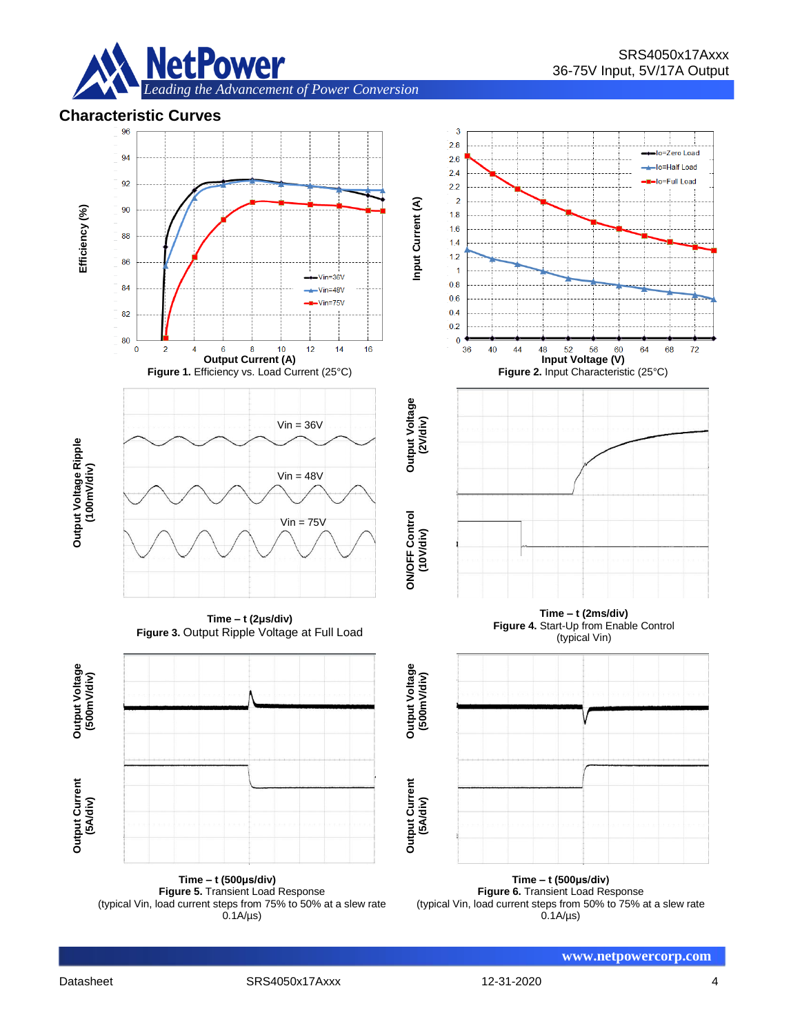## Characteristic Curves

Figure 1. Efficiency vs. Load Current (25°C)

Figure 2. Input Characteristic (25°C)

Figure 3. Output Ripple Voltage at Full Load

Figure 4. Start-Up from Enable Control (typical Vin)

Figure 5. Transient Load Response (typical Vin, load current steps from 75% to 50% at a slew rate 0.1A/µs)

Figure 6. Transient Load Response (typical Vin, load current steps from 50% to 75% at a slew rate 0.1A/µs)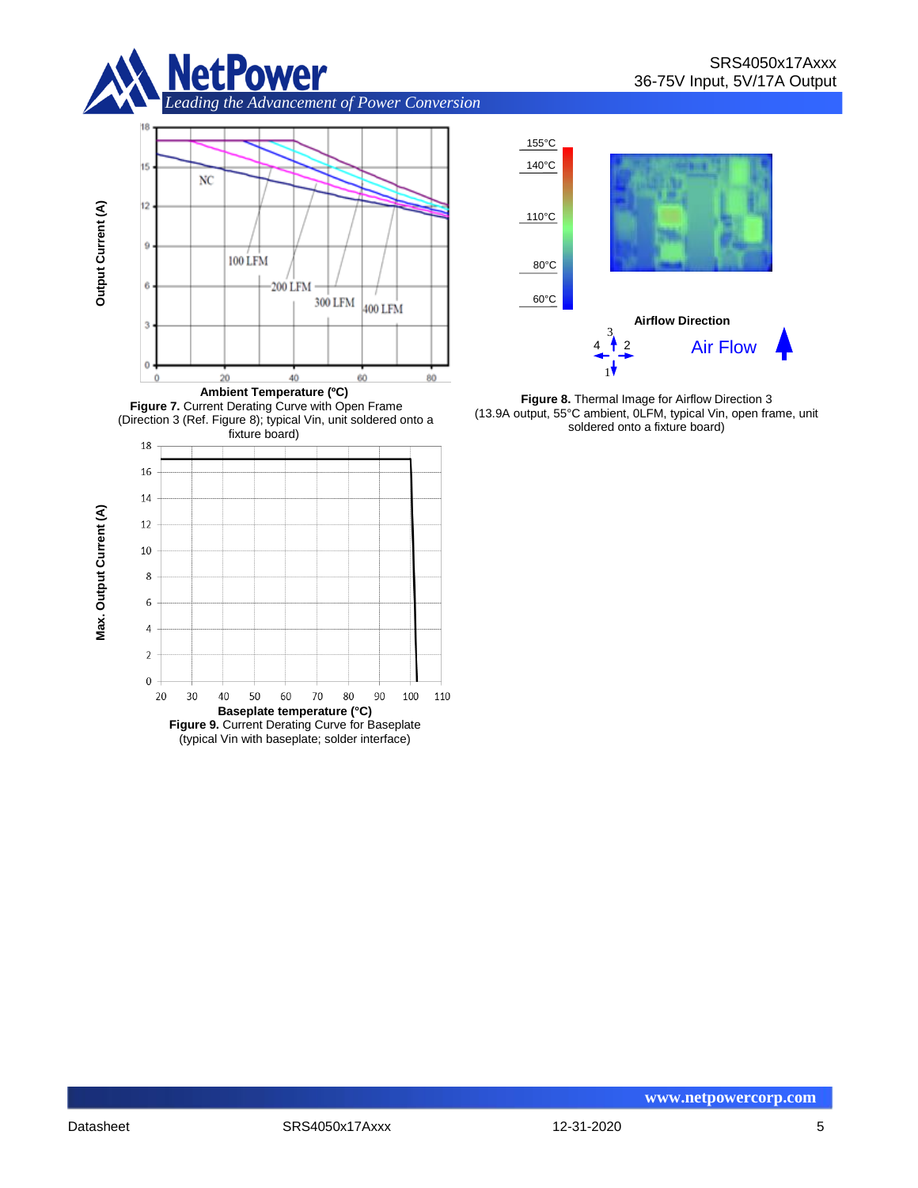**Figure 7.** Current Derating Curve with Open Frame (Direction 3 (Ref. Figure 8); typical Vin, unit soldered onto a fixture board)

**Figure 8.** Thermal Image for Airflow Direction 3 (13.9A output, 55°C ambient, 0LFM, typical Vin, open frame, unit soldered onto a fixture board)

**Figure 9.** Current Derating Curve for Baseplate (typical Vin with baseplate; solder interface)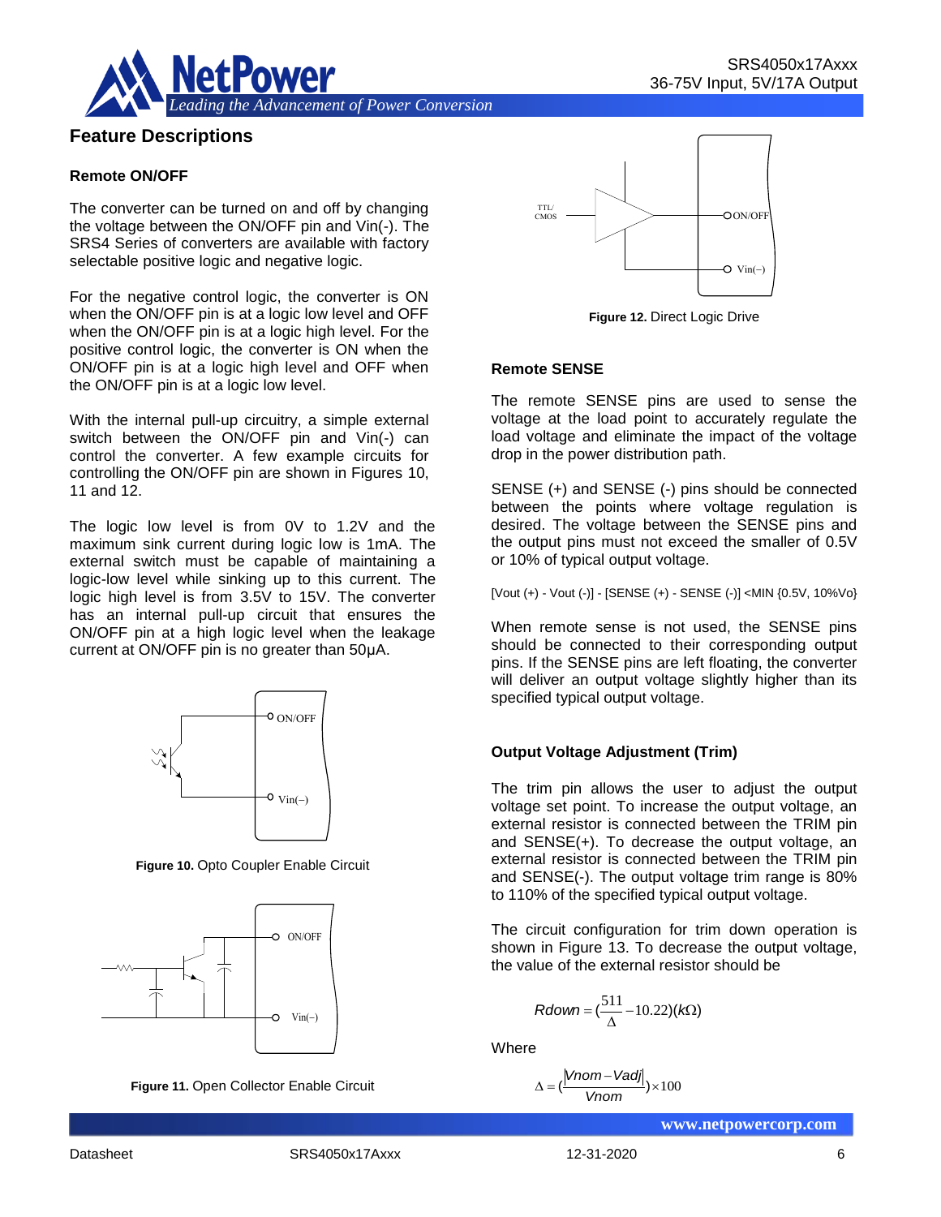## Feature Descriptions

### Remote ON/OFF

The converter can be turned on and off by changing the voltage between the ON/OFF pin and Vin(-). The SRS4 Series of converters are available with factory selectable positive logic and negative logic.

For the negative control logic, the converter is ON when the ON/OFF pin is at a logic low level and OFF when the ON/OFF pin is at a logic high level. For the positive control logic, the converter is ON when the ON/OFF pin is at a logic high level and OFF when the ON/OFF pin is at a logic low level.

With the internal pull-up circuitry, a simple external switch between the ON/OFF pin and Vin(-) can control the converter. A few example circuits for controlling the ON/OFF pin are shown in Figures 10, 11 and 12.

The logic low level is from 0V to 1.2V and the maximum sink current during logic low is 1mA. The external switch must be capable of maintaining a logic-low level while sinking up to this current. The logic high level is from 3.5V to 15V. The converter has an internal pull-up circuit that ensures the ON/OFF pin at a high logic level when the leakage current at ON/OFF pin is no greater than 50μA.

**Figure 10.** Opto Coupler Enable Circuit

**Figure 11.** Open Collector Enable Circuit

**Figure 12.** Direct Logic Drive

### Remote SENSE

The remote SENSE pins are used to sense the voltage at the load point to accurately regulate the load voltage and eliminate the impact of the voltage drop in the power distribution path.

SENSE (+) and SENSE (-) pins should be connected between the points where voltage regulation is desired. The voltage between the SENSE pins and the output pins must not exceed the smaller of 0.5V or 10% of typical output voltage.

[Vout (+) - Vout (-)] - [SENSE (+) - SENSE (-)] <MIN {0.5V, 10%Vo}

When remote sense is not used, the SENSE pins should be connected to their corresponding output pins. If the SENSE pins are left floating, the converter will deliver an output voltage slightly higher than its specified typical output voltage.

### Output Voltage Adjustment (Trim)

The trim pin allows the user to adjust the output voltage set point. To increase the output voltage, an external resistor is connected between the TRIM pin and SENSE(+). To decrease the output voltage, an external resistor is connected between the TRIM pin and SENSE(-). The output voltage trim range is 80% to 110% of the specified typical output voltage.

The circuit configuration for trim down operation is shown in Figure 13. To decrease the output voltage, the value of the external resistor should be

$$Rdown = \left(\frac{511}{\Delta} - 10.22\right)(k\Omega)$$

Where

$$\Delta = \left(\frac{|Vnom - Vadj|}{Vnom}\right) \times 100$$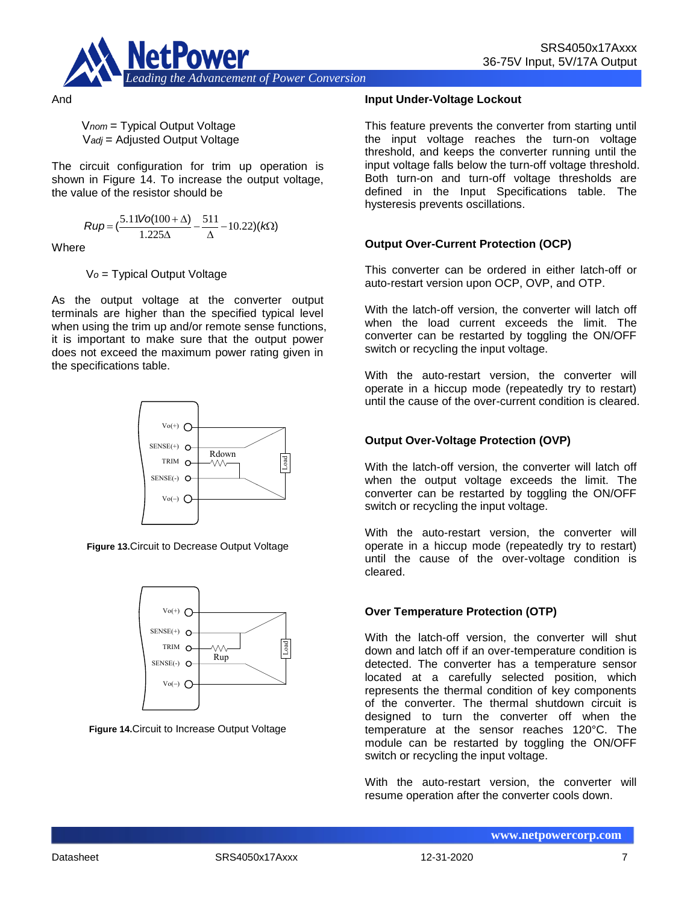And

$V_{nom}$ = Typical Output Voltage
$V_{adj}$ = Adjusted Output Voltage

The circuit configuration for trim up operation is shown in Figure 14. To increase the output voltage, the value of the resistor should be

$$Rup = (\frac{5.11Vo(100+\Delta)}{1.225\Delta} - \frac{511}{\Delta} - 10.22)(k\Omega)$$

Where

$V_o$ = Typical Output Voltage

As the output voltage at the converter output terminals are higher than the specified typical level when using the trim up and/or remote sense functions, it is important to make sure that the output power does not exceed the maximum power rating given in the specifications table.

**Figure 13.** Circuit to Decrease Output Voltage

**Figure 14.** Circuit to Increase Output Voltage

### Input Under-Voltage Lockout

This feature prevents the converter from starting until the input voltage reaches the turn-on voltage threshold, and keeps the converter running until the input voltage falls below the turn-off voltage threshold. Both turn-on and turn-off voltage thresholds are defined in the Input Specifications table. The hysteresis prevents oscillations.

### Output Over-Current Protection (OCP)

This converter can be ordered in either latch-off or auto-restart version upon OCP, OVP, and OTP.

With the latch-off version, the converter will latch off when the load current exceeds the limit. The converter can be restarted by toggling the ON/OFF switch or recycling the input voltage.

With the auto-restart version, the converter will operate in a hiccup mode (repeatedly try to restart) until the cause of the over-current condition is cleared.

### Output Over-Voltage Protection (OVP)

With the latch-off version, the converter will latch off when the output voltage exceeds the limit. The converter can be restarted by toggling the ON/OFF switch or recycling the input voltage.

With the auto-restart version, the converter will operate in a hiccup mode (repeatedly try to restart) until the cause of the over-voltage condition is cleared.

### Over Temperature Protection (OTP)

With the latch-off version, the converter will shut down and latch off if an over-temperature condition is detected. The converter has a temperature sensor located at a carefully selected position, which represents the thermal condition of key components of the converter. The thermal shutdown circuit is designed to turn the converter off when the temperature at the sensor reaches 120°C. The module can be restarted by toggling the ON/OFF switch or recycling the input voltage.

With the auto-restart version, the converter will resume operation after the converter cools down.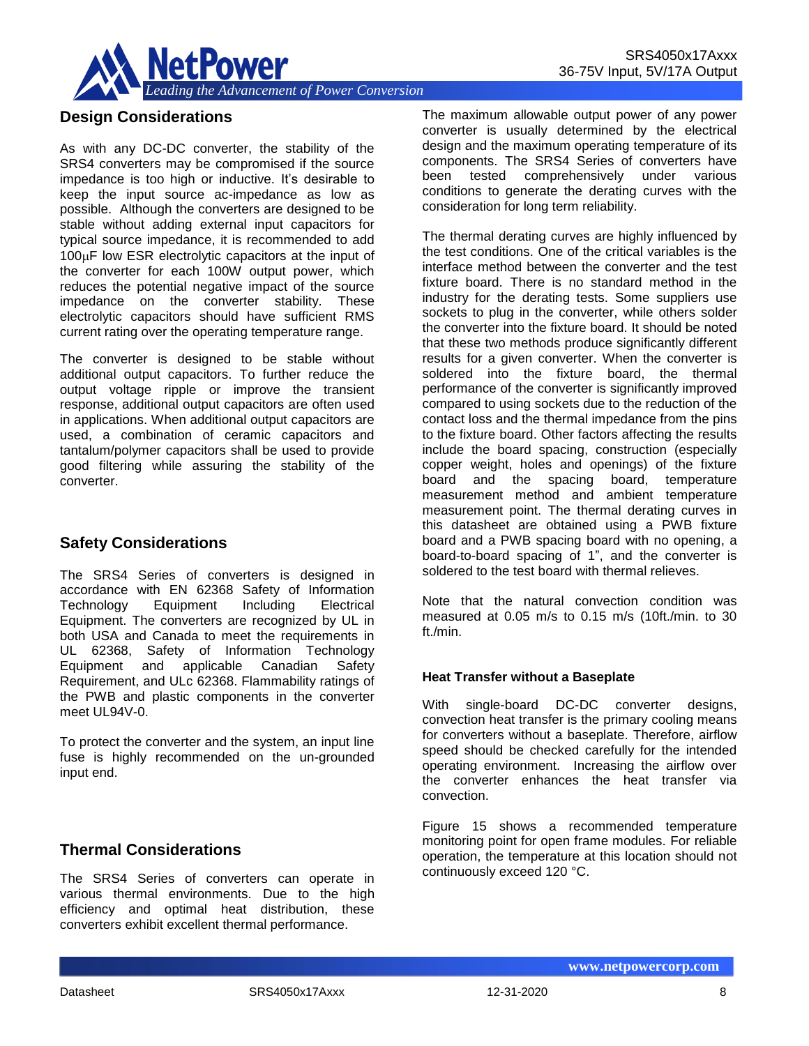## Design Considerations

As with any DC-DC converter, the stability of the SRS4 converters may be compromised if the source impedance is too high or inductive. It's desirable to keep the input source ac-impedance as low as possible. Although the converters are designed to be stable without adding external input capacitors for typical source impedance, it is recommended to add 100µF low ESR electrolytic capacitors at the input of the converter for each 100W output power, which reduces the potential negative impact of the source impedance on the converter stability. These electrolytic capacitors should have sufficient RMS current rating over the operating temperature range.

The converter is designed to be stable without additional output capacitors. To further reduce the output voltage ripple or improve the transient response, additional output capacitors are often used in applications. When additional output capacitors are used, a combination of ceramic capacitors and tantalum/polymer capacitors shall be used to provide good filtering while assuring the stability of the converter.

## Safety Considerations

The SRS4 Series of converters is designed in accordance with EN 62368 Safety of Information Technology Equipment Including Electrical Equipment. The converters are recognized by UL in both USA and Canada to meet the requirements in UL 62368, Safety of Information Technology Equipment and applicable Canadian Safety Requirement, and ULc 62368. Flammability ratings of the PWB and plastic components in the converter meet UL94V-0.

To protect the converter and the system, an input line fuse is highly recommended on the un-grounded input end.

## Thermal Considerations

The SRS4 Series of converters can operate in various thermal environments. Due to the high efficiency and optimal heat distribution, these converters exhibit excellent thermal performance.

The maximum allowable output power of any power converter is usually determined by the electrical design and the maximum operating temperature of its components. The SRS4 Series of converters have been tested comprehensively under various conditions to generate the derating curves with the consideration for long term reliability.

The thermal derating curves are highly influenced by the test conditions. One of the critical variables is the interface method between the converter and the test fixture board. There is no standard method in the industry for the derating tests. Some suppliers use sockets to plug in the converter, while others solder the converter into the fixture board. It should be noted that these two methods produce significantly different results for a given converter. When the converter is soldered into the fixture board, the thermal performance of the converter is significantly improved compared to using sockets due to the reduction of the contact loss and the thermal impedance from the pins to the fixture board. Other factors affecting the results include the board spacing, construction (especially copper weight, holes and openings) of the fixture board and the spacing board, temperature measurement method and ambient temperature measurement point. The thermal derating curves in this datasheet are obtained using a PWB fixture board and a PWB spacing board with no opening, a board-to-board spacing of 1", and the converter is soldered to the test board with thermal relieves.

Note that the natural convection condition was measured at 0.05 m/s to 0.15 m/s (10ft./min. to 30 ft./min.

### Heat Transfer without a Baseplate

With single-board DC-DC converter designs, convection heat transfer is the primary cooling means for converters without a baseplate. Therefore, airflow speed should be checked carefully for the intended operating environment. Increasing the airflow over the converter enhances the heat transfer via convection.

Figure 15 shows a recommended temperature monitoring point for open frame modules. For reliable operation, the temperature at this location should not continuously exceed 120 °C.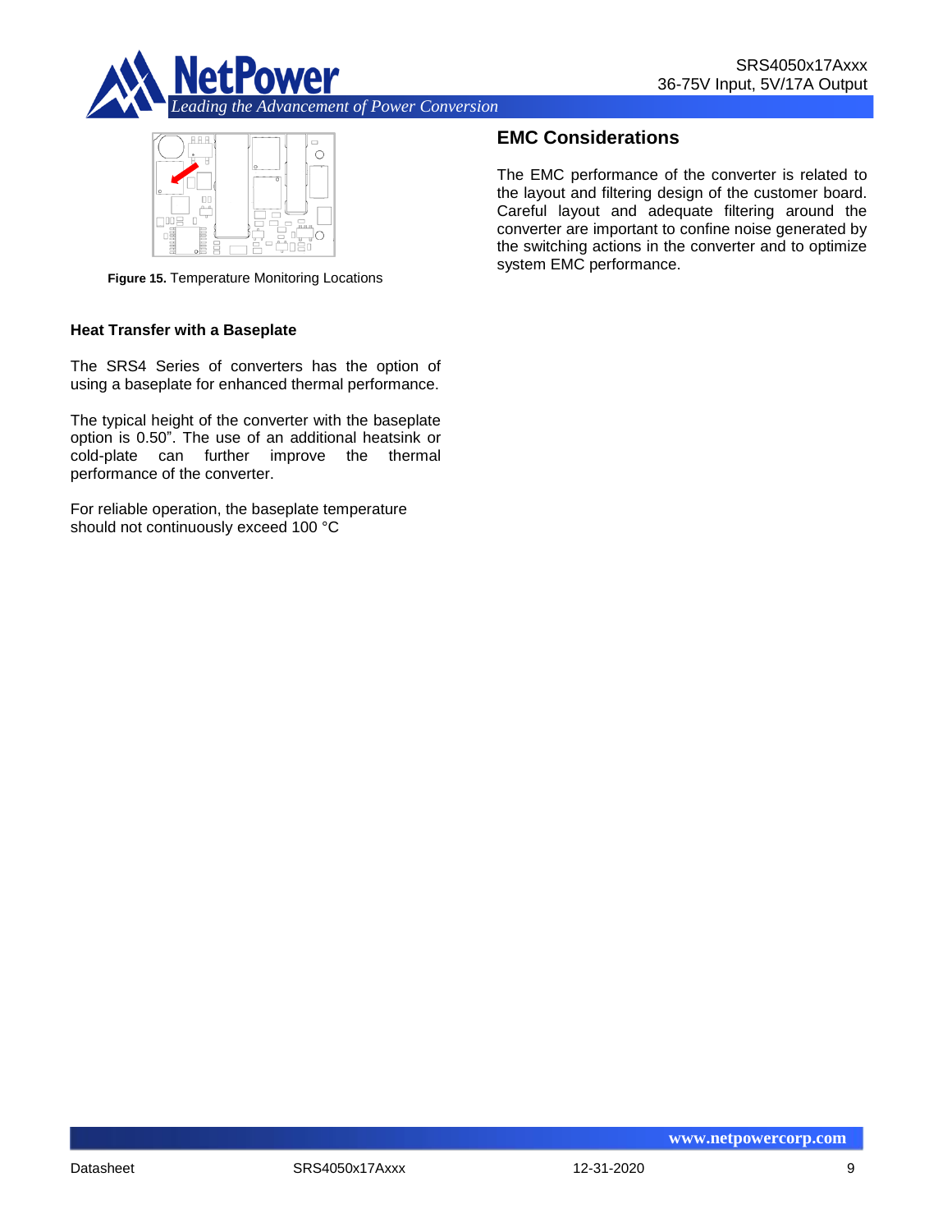Figure 15. Temperature Monitoring Locations

### Heat Transfer with a Baseplate

The SRS4 Series of converters has the option of using a baseplate for enhanced thermal performance.

The typical height of the converter with the baseplate option is 0.50". The use of an additional heatsink or cold-plate can further improve the thermal performance of the converter.

For reliable operation, the baseplate temperature should not continuously exceed 100 °C

## EMC Considerations

The EMC performance of the converter is related to the layout and filtering design of the customer board. Careful layout and adequate filtering around the converter are important to confine noise generated by the switching actions in the converter and to optimize system EMC performance.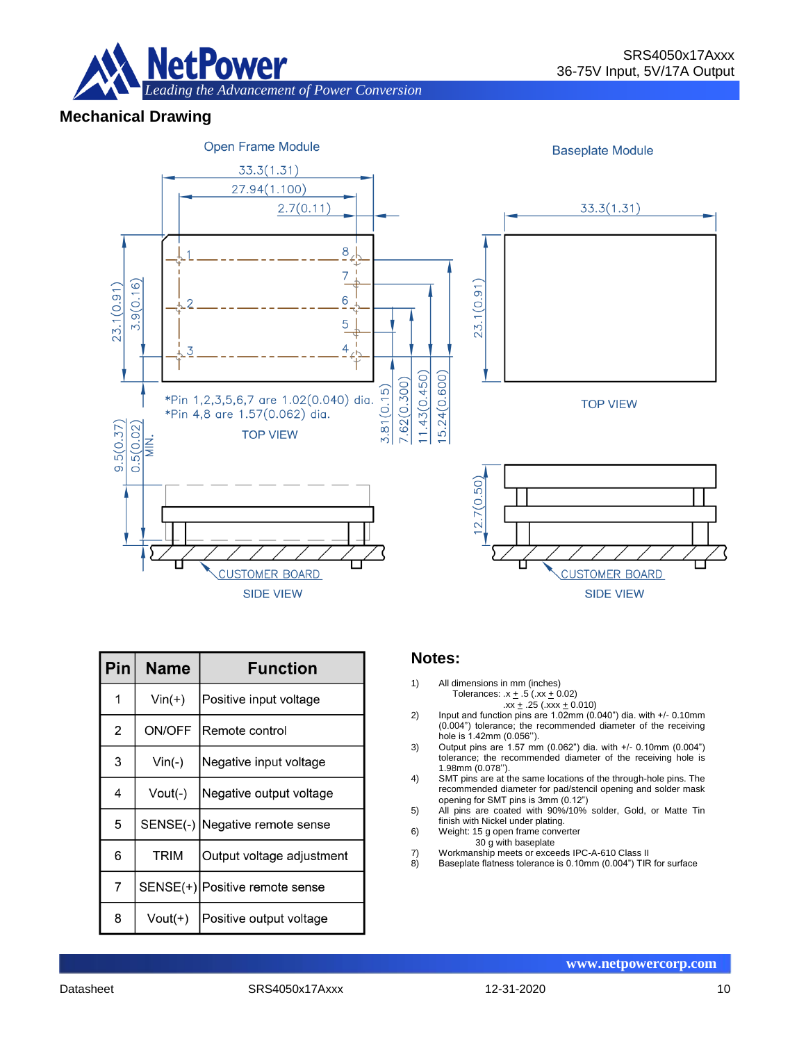## Mechanical Drawing

Open Frame Module

33.3(1.31)
27.94(1.100)
2.7(0.11)
23.1(0.91)
3.9(0.16)
*Pin 1,2,3,5,6,7 are 1.02(0.040) dia.
*Pin 4,8 are 1.57(0.062) dia.
TOP VIEW
3.81(0.15)
7.62(0.300)
11.43(0.450)
15.24(0.600)
9.5(0.37)
0.5(0.02) MIN.
CUSTOMER BOARD
SIDE VIEW

Baseplate Module

33.3(1.31)
23.1(0.91)
TOP VIEW
12.7(0.50)
CUSTOMER BOARD
SIDE VIEW

| Pin | Name | Function |
|---|---|---|
| 1 | Vin(+) | Positive input voltage |
| 2 | ON/OFF | Remote control |
| 3 | Vin(-) | Negative input voltage |
| 4 | Vout(-) | Negative output voltage |
| 5 | SENSE(-) | Negative remote sense |
| 6 | TRIM | Output voltage adjustment |
| 7 | SENSE(+) | Positive remote sense |
| 8 | Vout(+) | Positive output voltage |

### Notes:

1) All dimensions in mm (inches)
   Tolerances: .x ± .5 (.xx ± 0.02)
   .xx ± .25 (.xxx ± 0.010)
2) Input and function pins are 1.02mm (0.040") dia. with +/- 0.10mm (0.004") tolerance; the recommended diameter of the receiving hole is 1.42mm (0.056'').
3) Output pins are 1.57 mm (0.062") dia. with +/- 0.10mm (0.004") tolerance; the recommended diameter of the receiving hole is 1.98mm (0.078'').
4) SMT pins are at the same locations of the through-hole pins. The recommended diameter for pad/stencil opening and solder mask opening for SMT pins is 3mm (0.12")
5) All pins are coated with 90%/10% solder, Gold, or Matte Tin finish with Nickel under plating.
6) Weight: 15 g open frame converter
   30 g with baseplate
7) Workmanship meets or exceeds IPC-A-610 Class II
8) Baseplate flatness tolerance is 0.10mm (0.004") TIR for surface